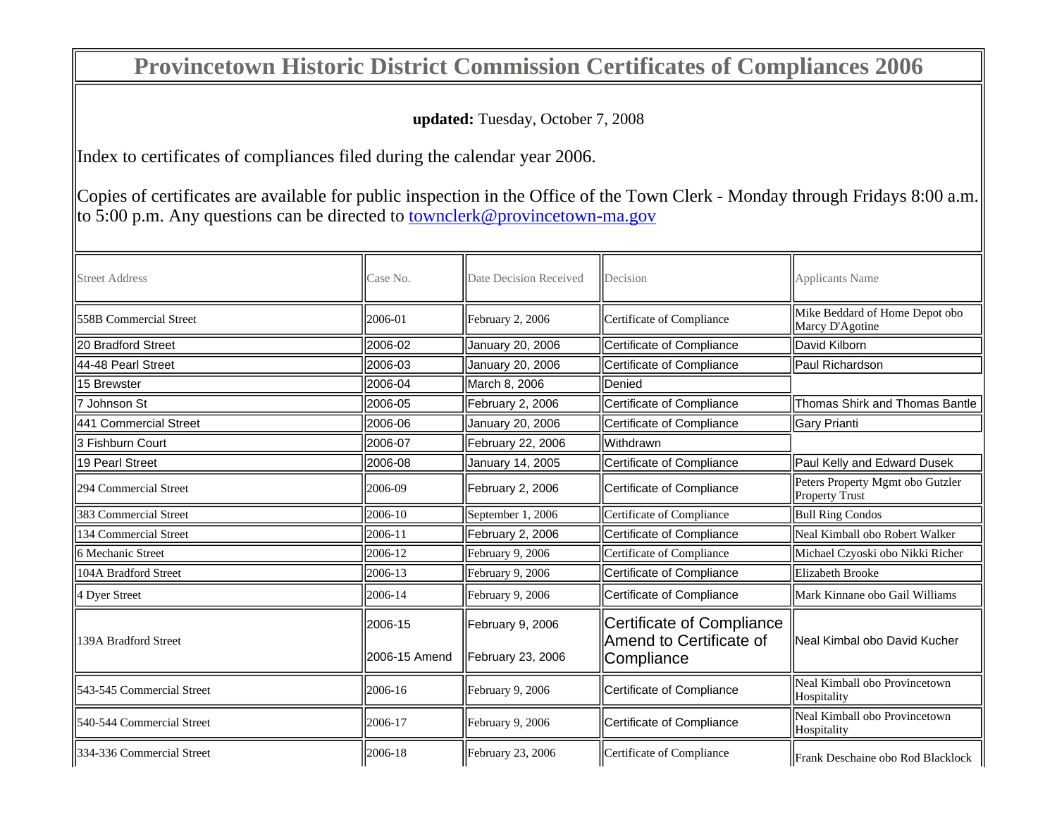# Provincetown Historic District Commission Certificates of Compliances 2006

**updated:** Tuesday, October 7, 2008

Index to certificates of compliances filed during the calendar year 2006.

Copies of certificates are available for public inspection in the Office of the Town Clerk - Monday through Fridays 8:00 a.m. to 5:00 p.m. Any questions can be directed to townclerk@provincetown-ma.gov

| Street Address | Case No. | Date Decision Received | Decision | Applicants Name |
|---|---|---|---|---|
| 558B Commercial Street | 2006-01 | February 2, 2006 | Certificate of Compliance | Mike Beddard of Home Depot obo Marcy D'Agotine |
| 20 Bradford Street | 2006-02 | January 20, 2006 | Certificate of Compliance | David Kilborn |
| 44-48 Pearl Street | 2006-03 | January 20, 2006 | Certificate of Compliance | Paul Richardson |
| 15 Brewster | 2006-04 | March 8, 2006 | Denied | |
| 7 Johnson St | 2006-05 | February 2, 2006 | Certificate of Compliance | Thomas Shirk and Thomas Bantle |
| 441 Commercial Street | 2006-06 | January 20, 2006 | Certificate of Compliance | Gary Prianti |
| 3 Fishburn Court | 2006-07 | February 22, 2006 | Withdrawn | |
| 19 Pearl Street | 2006-08 | January 14, 2005 | Certificate of Compliance | Paul Kelly and Edward Dusek |
| 294 Commercial Street | 2006-09 | February 2, 2006 | Certificate of Compliance | Peters Property Mgmt obo Gutzler Property Trust |
| 383 Commercial Street | 2006-10 | September 1, 2006 | Certificate of Compliance | Bull Ring Condos |
| 134 Commercial Street | 2006-11 | February 2, 2006 | Certificate of Compliance | Neal Kimball obo Robert Walker |
| 6 Mechanic Street | 2006-12 | February 9, 2006 | Certificate of Compliance | Michael Czyoski obo Nikki Richer |
| 104A Bradford Street | 2006-13 | February 9, 2006 | Certificate of Compliance | Elizabeth Brooke |
| 4 Dyer Street | 2006-14 | February 9, 2006 | Certificate of Compliance | Mark Kinnane obo Gail Williams |
| 139A Bradford Street | 2006-15<br>2006-15 Amend | February 9, 2006<br>February 23, 2006 | Certificate of Compliance<br>Amend to Certificate of Compliance | Neal Kimbal obo David Kucher |
| 543-545 Commercial Street | 2006-16 | February 9, 2006 | Certificate of Compliance | Neal Kimball obo Provincetown Hospitality |
| 540-544 Commercial Street | 2006-17 | February 9, 2006 | Certificate of Compliance | Neal Kimball obo Provincetown Hospitality |
| 334-336 Commercial Street | 2006-18 | February 23, 2006 | Certificate of Compliance | Frank Deschaine obo Rod Blacklock |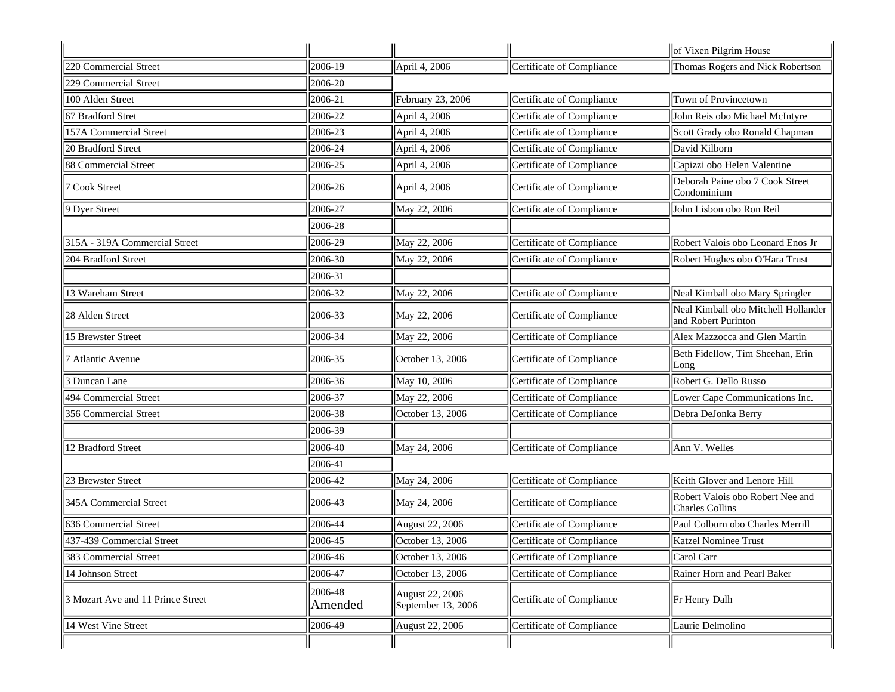| | | | | |
|---|---|---|---|---|
| | | | | of Vixen Pilgrim House |
| 220 Commercial Street | 2006-19 | April 4, 2006 | Certificate of Compliance | Thomas Rogers and Nick Robertson |
| 229 Commercial Street | 2006-20 | | | |
| 100 Alden Street | 2006-21 | February 23, 2006 | Certificate of Compliance | Town of Provincetown |
| 67 Bradford Stret | 2006-22 | April 4, 2006 | Certificate of Compliance | John Reis obo Michael McIntyre |
| 157A Commercial Street | 2006-23 | April 4, 2006 | Certificate of Compliance | Scott Grady obo Ronald Chapman |
| 20 Bradford Street | 2006-24 | April 4, 2006 | Certificate of Compliance | David Kilborn |
| 88 Commercial Street | 2006-25 | April 4, 2006 | Certificate of Compliance | Capizzi obo Helen Valentine |
| 7 Cook Street | 2006-26 | April 4, 2006 | Certificate of Compliance | Deborah Paine obo 7 Cook Street Condominium |
| 9 Dyer Street | 2006-27 | May 22, 2006 | Certificate of Compliance | John Lisbon obo Ron Reil |
| | 2006-28 | | | |
| 315A - 319A Commercial Street | 2006-29 | May 22, 2006 | Certificate of Compliance | Robert Valois obo Leonard Enos Jr |
| 204 Bradford Street | 2006-30 | May 22, 2006 | Certificate of Compliance | Robert Hughes obo O'Hara Trust |
| | 2006-31 | | | |
| 13 Wareham Street | 2006-32 | May 22, 2006 | Certificate of Compliance | Neal Kimball obo Mary Springler |
| 28 Alden Street | 2006-33 | May 22, 2006 | Certificate of Compliance | Neal Kimball obo Mitchell Hollander and Robert Purinton |
| 15 Brewster Street | 2006-34 | May 22, 2006 | Certificate of Compliance | Alex Mazzocca and Glen Martin |
| 7 Atlantic Avenue | 2006-35 | October 13, 2006 | Certificate of Compliance | Beth Fidellow, Tim Sheehan, Erin Long |
| 3 Duncan Lane | 2006-36 | May 10, 2006 | Certificate of Compliance | Robert G. Dello Russo |
| 494 Commercial Street | 2006-37 | May 22, 2006 | Certificate of Compliance | Lower Cape Communications Inc. |
| 356 Commercial Street | 2006-38 | October 13, 2006 | Certificate of Compliance | Debra DeJonka Berry |
| | 2006-39 | | | |
| 12 Bradford Street | 2006-40 | May 24, 2006 | Certificate of Compliance | Ann V. Welles |
| | 2006-41 | | | |
| 23 Brewster Street | 2006-42 | May 24, 2006 | Certificate of Compliance | Keith Glover and Lenore Hill |
| 345A Commercial Street | 2006-43 | May 24, 2006 | Certificate of Compliance | Robert Valois obo Robert Nee and Charles Collins |
| 636 Commercial Street | 2006-44 | August 22, 2006 | Certificate of Compliance | Paul Colburn obo Charles Merrill |
| 437-439 Commercial Street | 2006-45 | October 13, 2006 | Certificate of Compliance | Katzel Nominee Trust |
| 383 Commercial Street | 2006-46 | October 13, 2006 | Certificate of Compliance | Carol Carr |
| 14 Johnson Street | 2006-47 | October 13, 2006 | Certificate of Compliance | Rainer Horn and Pearl Baker |
| 3 Mozart Ave and 11 Prince Street | 2006-48 Amended | August 22, 2006 September 13, 2006 | Certificate of Compliance | Fr Henry Dalh |
| 14 West Vine Street | 2006-49 | August 22, 2006 | Certificate of Compliance | Laurie Delmolino |
| | | | | |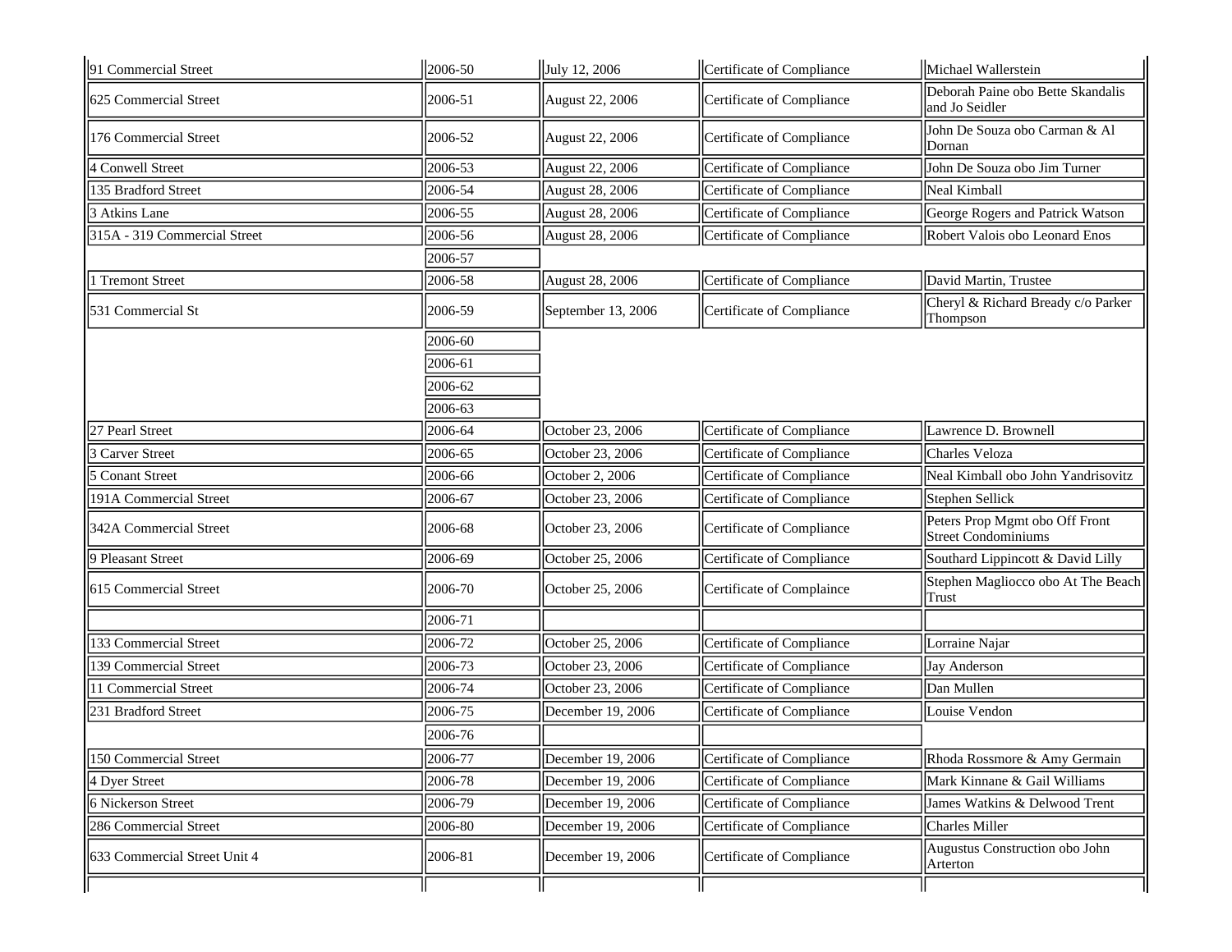| | | | | |
|---|---|---|---|---|
| 91 Commercial Street | 2006-50 | July 12, 2006 | Certificate of Compliance | Michael Wallerstein |
| 625 Commercial Street | 2006-51 | August 22, 2006 | Certificate of Compliance | Deborah Paine obo Bette Skandalis and Jo Seidler |
| 176 Commercial Street | 2006-52 | August 22, 2006 | Certificate of Compliance | John De Souza obo Carman & Al Dornan |
| 4 Conwell Street | 2006-53 | August 22, 2006 | Certificate of Compliance | John De Souza obo Jim Turner |
| 135 Bradford Street | 2006-54 | August 28, 2006 | Certificate of Compliance | Neal Kimball |
| 3 Atkins Lane | 2006-55 | August 28, 2006 | Certificate of Compliance | George Rogers and Patrick Watson |
| 315A - 319 Commercial Street | 2006-56 | August 28, 2006 | Certificate of Compliance | Robert Valois obo Leonard Enos |
| | 2006-57 | | | |
| 1 Tremont Street | 2006-58 | August 28, 2006 | Certificate of Compliance | David Martin, Trustee |
| 531 Commercial St | 2006-59 | September 13, 2006 | Certificate of Compliance | Cheryl & Richard Bready c/o Parker Thompson |
| | 2006-60 | | | |
| | 2006-61 | | | |
| | 2006-62 | | | |
| | 2006-63 | | | |
| 27 Pearl Street | 2006-64 | October 23, 2006 | Certificate of Compliance | Lawrence D. Brownell |
| 3 Carver Street | 2006-65 | October 23, 2006 | Certificate of Compliance | Charles Veloza |
| 5 Conant Street | 2006-66 | October 2, 2006 | Certificate of Compliance | Neal Kimball obo John Yandrisovitz |
| 191A Commercial Street | 2006-67 | October 23, 2006 | Certificate of Compliance | Stephen Sellick |
| 342A Commercial Street | 2006-68 | October 23, 2006 | Certificate of Compliance | Peters Prop Mgmt obo Off Front Street Condominiums |
| 9 Pleasant Street | 2006-69 | October 25, 2006 | Certificate of Compliance | Southard Lippincott & David Lilly |
| 615 Commercial Street | 2006-70 | October 25, 2006 | Certificate of Complaince | Stephen Magliocco obo At The Beach Trust |
| | 2006-71 | | | |
| 133 Commercial Street | 2006-72 | October 25, 2006 | Certificate of Compliance | Lorraine Najar |
| 139 Commercial Street | 2006-73 | October 23, 2006 | Certificate of Compliance | Jay Anderson |
| 11 Commercial Street | 2006-74 | October 23, 2006 | Certificate of Compliance | Dan Mullen |
| 231 Bradford Street | 2006-75 | December 19, 2006 | Certificate of Compliance | Louise Vendon |
| | 2006-76 | | | |
| 150 Commercial Street | 2006-77 | December 19, 2006 | Certificate of Compliance | Rhoda Rossmore & Amy Germain |
| 4 Dyer Street | 2006-78 | December 19, 2006 | Certificate of Compliance | Mark Kinnane & Gail Williams |
| 6 Nickerson Street | 2006-79 | December 19, 2006 | Certificate of Compliance | James Watkins & Delwood Trent |
| 286 Commercial Street | 2006-80 | December 19, 2006 | Certificate of Compliance | Charles Miller |
| 633 Commercial Street Unit 4 | 2006-81 | December 19, 2006 | Certificate of Compliance | Augustus Construction obo John Arterton |
| | | | | |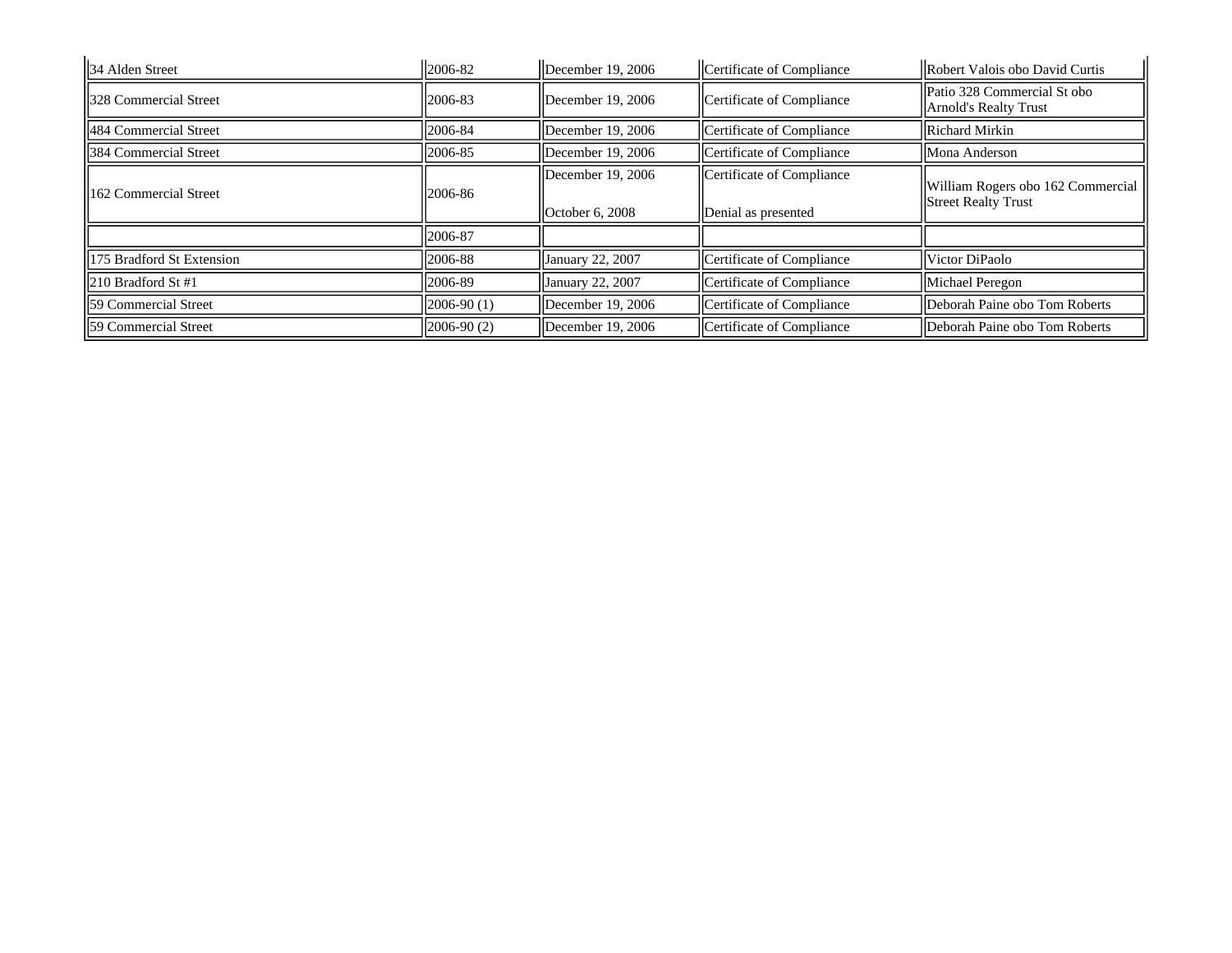| | | | | |
|---|---|---|---|---|
| 34 Alden Street | 2006-82 | December 19, 2006 | Certificate of Compliance | Robert Valois obo David Curtis |
| 328 Commercial Street | 2006-83 | December 19, 2006 | Certificate of Compliance | Patio 328 Commercial St obo Arnold's Realty Trust |
| 484 Commercial Street | 2006-84 | December 19, 2006 | Certificate of Compliance | Richard Mirkin |
| 384 Commercial Street | 2006-85 | December 19, 2006 | Certificate of Compliance | Mona Anderson |
| 162 Commercial Street | 2006-86 | December 19, 2006<br><br>October 6, 2008 | Certificate of Compliance<br><br>Denial as presented | William Rogers obo 162 Commercial Street Realty Trust |
| | 2006-87 | | | |
| 175 Bradford St Extension | 2006-88 | January 22, 2007 | Certificate of Compliance | Victor DiPaolo |
| 210 Bradford St #1 | 2006-89 | January 22, 2007 | Certificate of Compliance | Michael Peregon |
| 59 Commercial Street | 2006-90 (1) | December 19, 2006 | Certificate of Compliance | Deborah Paine obo Tom Roberts |
| 59 Commercial Street | 2006-90 (2) | December 19, 2006 | Certificate of Compliance | Deborah Paine obo Tom Roberts |